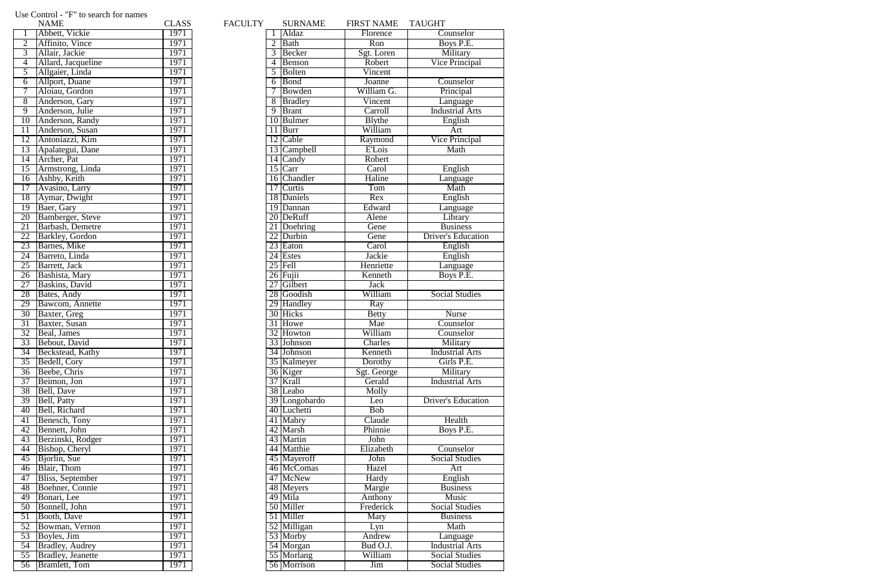Use Control - "F" to search for names

| | NAME | CLASS |
|---|---|---|
| 1 | Abbett, Vickie | 1971 |
| 2 | Affinito, Vince | 1971 |
| 3 | Allair, Jackie | 1971 |
| 4 | Allard, Jacqueline | 1971 |
| 5 | Allgaier, Linda | 1971 |
| 6 | Allport, Duane | 1971 |
| 7 | Aloiau, Gordon | 1971 |
| 8 | Anderson, Gary | 1971 |
| 9 | Anderson, Julie | 1971 |
| 10 | Anderson, Randy | 1971 |
| 11 | Anderson, Susan | 1971 |
| 12 | Antoniazzi, Kim | 1971 |
| 13 | Apalategui, Dane | 1971 |
| 14 | Archer, Pat | 1971 |
| 15 | Armstrong, Linda | 1971 |
| 16 | Ashby, Keith | 1971 |
| 17 | Avasino, Larry | 1971 |
| 18 | Aymar, Dwight | 1971 |
| 19 | Baer, Gary | 1971 |
| 20 | Bamberger, Steve | 1971 |
| 21 | Barbash, Demetre | 1971 |
| 22 | Barkley, Gordon | 1971 |
| 23 | Barnes, Mike | 1971 |
| 24 | Barreto, Linda | 1971 |
| 25 | Barrett, Jack | 1971 |
| 26 | Bashista, Mary | 1971 |
| 27 | Baskins, David | 1971 |
| 28 | Bates, Andy | 1971 |
| 29 | Bawcom, Annette | 1971 |
| 30 | Baxter, Greg | 1971 |
| 31 | Baxter, Susan | 1971 |
| 32 | Beal, James | 1971 |
| 33 | Bebout, David | 1971 |
| 34 | Beckstead, Kathy | 1971 |
| 35 | Bedell, Cory | 1971 |
| 36 | Beebe, Chris | 1971 |
| 37 | Beimon, Jon | 1971 |
| 38 | Bell, Dave | 1971 |
| 39 | Bell, Patty | 1971 |
| 40 | Bell, Richard | 1971 |
| 41 | Benesch, Tony | 1971 |
| 42 | Bennett, John | 1971 |
| 43 | Berzinski, Rodger | 1971 |
| 44 | Bishop, Cheryl | 1971 |
| 45 | Bjorlin, Sue | 1971 |
| 46 | Blair, Thom | 1971 |
| 47 | Bliss, September | 1971 |
| 48 | Boehner, Connie | 1971 |
| 49 | Bonari, Lee | 1971 |
| 50 | Bonnell, John | 1971 |
| 51 | Booth, Dave | 1971 |
| 52 | Bowman, Vernon | 1971 |
| 53 | Boyles, Jim | 1971 |
| 54 | Bradley, Audrey | 1971 |
| 55 | Bradley, Jeanette | 1971 |
| 56 | Bramlett, Tom | 1971 |

FACULTY

| | SURNAME | FIRST NAME | TAUGHT |
|---|---|---|---|
| 1 | Aldaz | Florence | Counselor |
| 2 | Bath | Ron | Boys P.E. |
| 3 | Becker | Sgt. Loren | Military |
| 4 | Benson | Robert | Vice Principal |
| 5 | Bolten | Vincent | |
| 6 | Bond | Joanne | Counselor |
| 7 | Bowden | William G. | Principal |
| 8 | Bradley | Vincent | Language |
| 9 | Brant | Carroll | Industrial Arts |
| 10 | Bulmer | Blythe | English |
| 11 | Burr | William | Art |
| 12 | Cable | Raymond | Vice Principal |
| 13 | Campbell | E'Lois | Math |
| 14 | Candy | Robert | |
| 15 | Carr | Carol | English |
| 16 | Chandler | Haline | Language |
| 17 | Curtis | Tom | Math |
| 18 | Daniels | Rex | English |
| 19 | Dannan | Edward | Language |
| 20 | DeRuff | Alene | Library |
| 21 | Doehring | Gene | Business |
| 22 | Durbin | Gene | Driver's Education |
| 23 | Eaton | Carol | English |
| 24 | Estes | Jackie | English |
| 25 | Fell | Henriette | Language |
| 26 | Fujii | Kenneth | Boys P.E. |
| 27 | Gilbert | Jack | |
| 28 | Goodish | William | Social Studies |
| 29 | Handley | Ray | |
| 30 | Hicks | Betty | Nurse |
| 31 | Howe | Mae | Counselor |
| 32 | Howton | William | Counselor |
| 33 | Johnson | Charles | Military |
| 34 | Johnson | Kenneth | Industrial Arts |
| 35 | Kalmeyer | Dorothy | Girls P.E. |
| 36 | Kiger | Sgt. George | Military |
| 37 | Krall | Gerald | Industrial Arts |
| 38 | Leabo | Molly | |
| 39 | Longobardo | Leo | Driver's Education |
| 40 | Luchetti | Bob | |
| 41 | Mabry | Claude | Health |
| 42 | Marsh | Phinnie | Boys P.E. |
| 43 | Martin | John | |
| 44 | Matthie | Elizabeth | Counselor |
| 45 | Mayeroff | John | Social Studies |
| 46 | McComas | Hazel | Art |
| 47 | McNew | Hardy | English |
| 48 | Meyers | Margie | Business |
| 49 | Mila | Anthony | Music |
| 50 | Miller | Frederick | Social Studies |
| 51 | Miller | Mary | Business |
| 52 | Milligan | Lyn | Math |
| 53 | Morby | Andrew | Language |
| 54 | Morgan | Bud O.J. | Industrial Arts |
| 55 | Morlang | William | Social Studies |
| 56 | Morrison | Jim | Social Studies |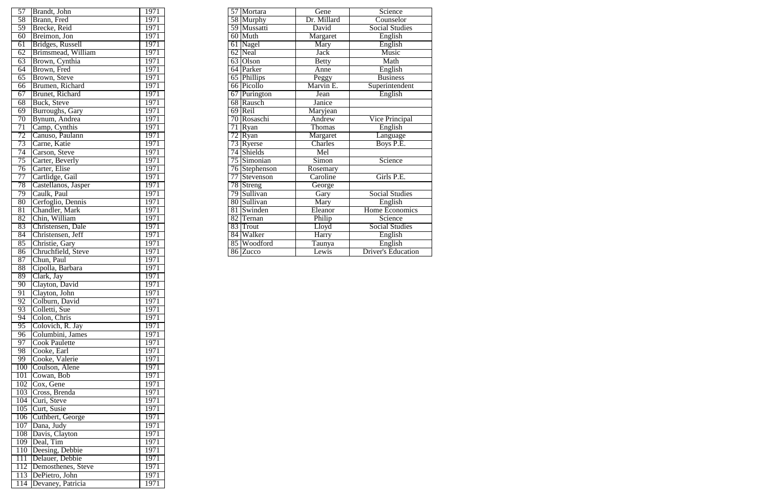| | | |
|---|---|---|
| 57 | Brandt, John | 1971 |
| 58 | Brann, Fred | 1971 |
| 59 | Brecke, Reid | 1971 |
| 60 | Breimon, Jon | 1971 |
| 61 | Bridges, Russell | 1971 |
| 62 | Brimsmead, William | 1971 |
| 63 | Brown, Cynthia | 1971 |
| 64 | Brown, Fred | 1971 |
| 65 | Brown, Steve | 1971 |
| 66 | Brumen, Richard | 1971 |
| 67 | Brunet, Richard | 1971 |
| 68 | Buck, Steve | 1971 |
| 69 | Burroughs, Gary | 1971 |
| 70 | Bynum, Andrea | 1971 |
| 71 | Camp, Cynthis | 1971 |
| 72 | Canuso, Paulann | 1971 |
| 73 | Carne, Katie | 1971 |
| 74 | Carson, Steve | 1971 |
| 75 | Carter, Beverly | 1971 |
| 76 | Carter, Elise | 1971 |
| 77 | Cartlidge, Gail | 1971 |
| 78 | Castellanos, Jasper | 1971 |
| 79 | Caulk, Paul | 1971 |
| 80 | Cerfoglio, Dennis | 1971 |
| 81 | Chandler, Mark | 1971 |
| 82 | Chin, William | 1971 |
| 83 | Christensen, Dale | 1971 |
| 84 | Christensen, Jeff | 1971 |
| 85 | Christie, Gary | 1971 |
| 86 | Chruchfield, Steve | 1971 |
| 87 | Chun, Paul | 1971 |
| 88 | Cipolla, Barbara | 1971 |
| 89 | Clark, Jay | 1971 |
| 90 | Clayton, David | 1971 |
| 91 | Clayton, John | 1971 |
| 92 | Colburn, David | 1971 |
| 93 | Colletti, Sue | 1971 |
| 94 | Colon, Chris | 1971 |
| 95 | Colovich, R. Jay | 1971 |
| 96 | Columbini, James | 1971 |
| 97 | Cook Paulette | 1971 |
| 98 | Cooke, Earl | 1971 |
| 99 | Cooke, Valerie | 1971 |
| 100 | Coulson, Alene | 1971 |
| 101 | Cowan, Bob | 1971 |
| 102 | Cox, Gene | 1971 |
| 103 | Cross, Brenda | 1971 |
| 104 | Curi, Steve | 1971 |
| 105 | Curt, Susie | 1971 |
| 106 | Cuthbert, George | 1971 |
| 107 | Dana, Judy | 1971 |
| 108 | Davis, Clayton | 1971 |
| 109 | Deal, Tim | 1971 |
| 110 | Deesing, Debbie | 1971 |
| 111 | Delauer, Debbie | 1971 |
| 112 | Demosthenes, Steve | 1971 |
| 113 | DePietro, John | 1971 |
| 114 | Devaney, Patricia | 1971 |

| | | | |
|---|---|---|---|
| 57 | Mortara | Gene | Science |
| 58 | Murphy | Dr. Millard | Counselor |
| 59 | Mussatti | David | Social Studies |
| 60 | Muth | Margaret | English |
| 61 | Nagel | Mary | English |
| 62 | Neal | Jack | Music |
| 63 | Olson | Betty | Math |
| 64 | Parker | Anne | English |
| 65 | Phillips | Peggy | Business |
| 66 | Picollo | Marvin E. | Superintendent |
| 67 | Purington | Jean | English |
| 68 | Rausch | Janice | |
| 69 | Reil | Maryjean | |
| 70 | Rosaschi | Andrew | Vice Principal |
| 71 | Ryan | Thomas | English |
| 72 | Ryan | Margaret | Language |
| 73 | Ryerse | Charles | Boys P.E. |
| 74 | Shields | Mel | |
| 75 | Simonian | Simon | Science |
| 76 | Stephenson | Rosemary | |
| 77 | Stevenson | Caroline | Girls P.E. |
| 78 | Streng | George | |
| 79 | Sullivan | Gary | Social Studies |
| 80 | Sullivan | Mary | English |
| 81 | Swinden | Eleanor | Home Economics |
| 82 | Ternan | Philip | Science |
| 83 | Trout | Lloyd | Social Studies |
| 84 | Walker | Harry | English |
| 85 | Woodford | Taunya | English |
| 86 | Zucco | Lewis | Driver's Education |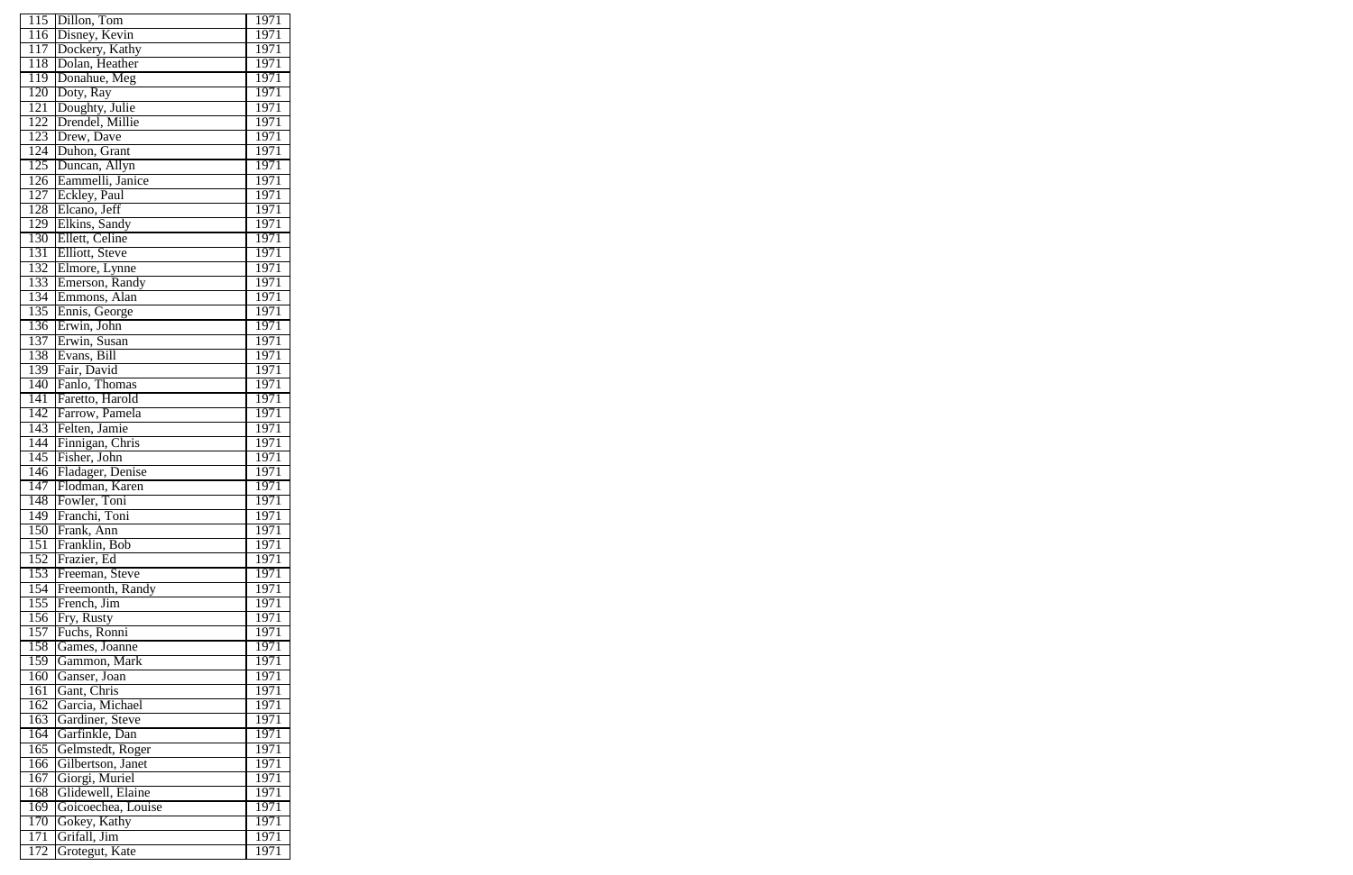| 115 | Dillon, Tom | 1971 |
|---|---|---|
| 116 | Disney, Kevin | 1971 |
| 117 | Dockery, Kathy | 1971 |
| 118 | Dolan, Heather | 1971 |
| 119 | Donahue, Meg | 1971 |
| 120 | Doty, Ray | 1971 |
| 121 | Doughty, Julie | 1971 |
| 122 | Drendel, Millie | 1971 |
| 123 | Drew, Dave | 1971 |
| 124 | Duhon, Grant | 1971 |
| 125 | Duncan, Allyn | 1971 |
| 126 | Eammelli, Janice | 1971 |
| 127 | Eckley, Paul | 1971 |
| 128 | Elcano, Jeff | 1971 |
| 129 | Elkins, Sandy | 1971 |
| 130 | Ellett, Celine | 1971 |
| 131 | Elliott, Steve | 1971 |
| 132 | Elmore, Lynne | 1971 |
| 133 | Emerson, Randy | 1971 |
| 134 | Emmons, Alan | 1971 |
| 135 | Ennis, George | 1971 |
| 136 | Erwin, John | 1971 |
| 137 | Erwin, Susan | 1971 |
| 138 | Evans, Bill | 1971 |
| 139 | Fair, David | 1971 |
| 140 | Fanlo, Thomas | 1971 |
| 141 | Faretto, Harold | 1971 |
| 142 | Farrow, Pamela | 1971 |
| 143 | Felten, Jamie | 1971 |
| 144 | Finnigan, Chris | 1971 |
| 145 | Fisher, John | 1971 |
| 146 | Fladager, Denise | 1971 |
| 147 | Flodman, Karen | 1971 |
| 148 | Fowler, Toni | 1971 |
| 149 | Franchi, Toni | 1971 |
| 150 | Frank, Ann | 1971 |
| 151 | Franklin, Bob | 1971 |
| 152 | Frazier, Ed | 1971 |
| 153 | Freeman, Steve | 1971 |
| 154 | Freemonth, Randy | 1971 |
| 155 | French, Jim | 1971 |
| 156 | Fry, Rusty | 1971 |
| 157 | Fuchs, Ronni | 1971 |
| 158 | Games, Joanne | 1971 |
| 159 | Gammon, Mark | 1971 |
| 160 | Ganser, Joan | 1971 |
| 161 | Gant, Chris | 1971 |
| 162 | Garcia, Michael | 1971 |
| 163 | Gardiner, Steve | 1971 |
| 164 | Garfinkle, Dan | 1971 |
| 165 | Gelmstedt, Roger | 1971 |
| 166 | Gilbertson, Janet | 1971 |
| 167 | Giorgi, Muriel | 1971 |
| 168 | Glidewell, Elaine | 1971 |
| 169 | Goicoechea, Louise | 1971 |
| 170 | Gokey, Kathy | 1971 |
| 171 | Grifall, Jim | 1971 |
| 172 | Grotegut, Kate | 1971 |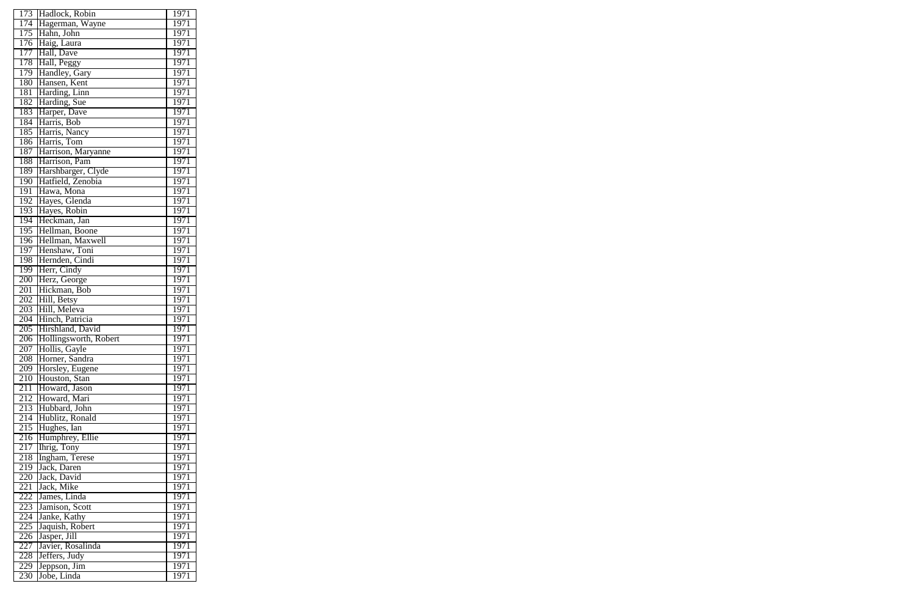| 173 | Hadlock, Robin | 1971 |
|---|---|---|
| 174 | Hagerman, Wayne | 1971 |
| 175 | Hahn, John | 1971 |
| 176 | Haig, Laura | 1971 |
| 177 | Hall, Dave | 1971 |
| 178 | Hall, Peggy | 1971 |
| 179 | Handley, Gary | 1971 |
| 180 | Hansen, Kent | 1971 |
| 181 | Harding, Linn | 1971 |
| 182 | Harding, Sue | 1971 |
| 183 | Harper, Dave | 1971 |
| 184 | Harris, Bob | 1971 |
| 185 | Harris, Nancy | 1971 |
| 186 | Harris, Tom | 1971 |
| 187 | Harrison, Maryanne | 1971 |
| 188 | Harrison, Pam | 1971 |
| 189 | Harshbarger, Clyde | 1971 |
| 190 | Hatfield, Zenobia | 1971 |
| 191 | Hawa, Mona | 1971 |
| 192 | Hayes, Glenda | 1971 |
| 193 | Hayes, Robin | 1971 |
| 194 | Heckman, Jan | 1971 |
| 195 | Hellman, Boone | 1971 |
| 196 | Hellman, Maxwell | 1971 |
| 197 | Henshaw, Toni | 1971 |
| 198 | Hernden, Cindi | 1971 |
| 199 | Herr, Cindy | 1971 |
| 200 | Herz, George | 1971 |
| 201 | Hickman, Bob | 1971 |
| 202 | Hill, Betsy | 1971 |
| 203 | Hill, Meleva | 1971 |
| 204 | Hinch, Patricia | 1971 |
| 205 | Hirshland, David | 1971 |
| 206 | Hollingsworth, Robert | 1971 |
| 207 | Hollis, Gayle | 1971 |
| 208 | Horner, Sandra | 1971 |
| 209 | Horsley, Eugene | 1971 |
| 210 | Houston, Stan | 1971 |
| 211 | Howard, Jason | 1971 |
| 212 | Howard, Mari | 1971 |
| 213 | Hubbard, John | 1971 |
| 214 | Hublitz, Ronald | 1971 |
| 215 | Hughes, Ian | 1971 |
| 216 | Humphrey, Ellie | 1971 |
| 217 | Ihrig, Tony | 1971 |
| 218 | Ingham, Terese | 1971 |
| 219 | Jack, Daren | 1971 |
| 220 | Jack, David | 1971 |
| 221 | Jack, Mike | 1971 |
| 222 | James, Linda | 1971 |
| 223 | Jamison, Scott | 1971 |
| 224 | Janke, Kathy | 1971 |
| 225 | Jaquish, Robert | 1971 |
| 226 | Jasper, Jill | 1971 |
| 227 | Javier, Rosalinda | 1971 |
| 228 | Jeffers, Judy | 1971 |
| 229 | Jeppson, Jim | 1971 |
| 230 | Jobe, Linda | 1971 |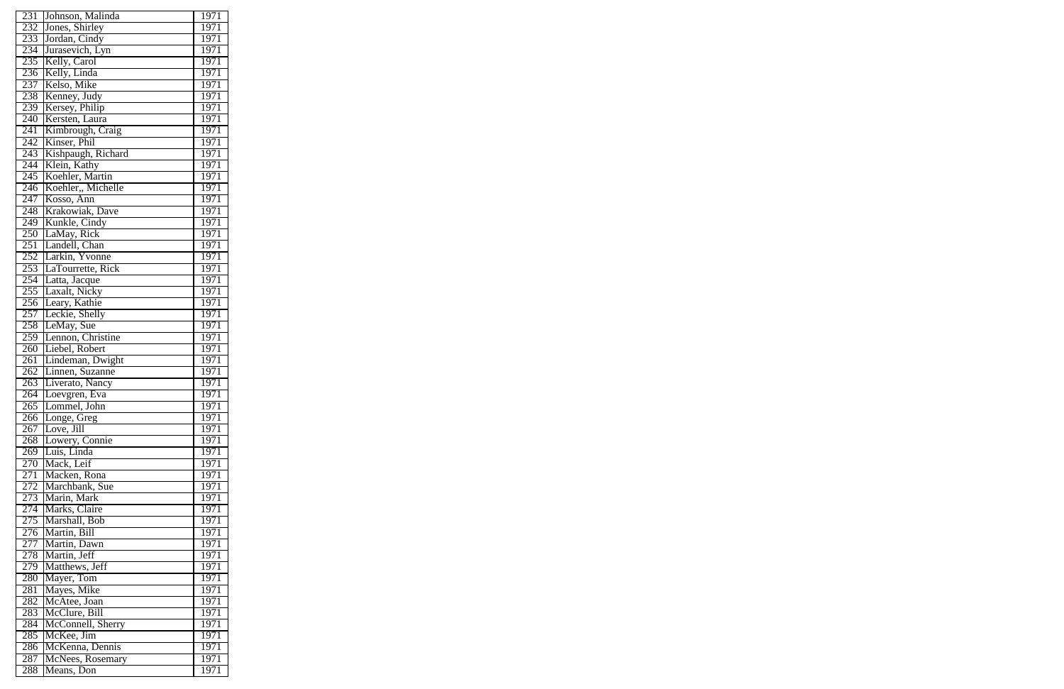| 231 | Johnson, Malinda | 1971 |
|---|---|---|
| 232 | Jones, Shirley | 1971 |
| 233 | Jordan, Cindy | 1971 |
| 234 | Jurasevich, Lyn | 1971 |
| 235 | Kelly, Carol | 1971 |
| 236 | Kelly, Linda | 1971 |
| 237 | Kelso, Mike | 1971 |
| 238 | Kenney, Judy | 1971 |
| 239 | Kersey, Philip | 1971 |
| 240 | Kersten, Laura | 1971 |
| 241 | Kimbrough, Craig | 1971 |
| 242 | Kinser, Phil | 1971 |
| 243 | Kishpaugh, Richard | 1971 |
| 244 | Klein, Kathy | 1971 |
| 245 | Koehler, Martin | 1971 |
| 246 | Koehler,, Michelle | 1971 |
| 247 | Kosso, Ann | 1971 |
| 248 | Krakowiak, Dave | 1971 |
| 249 | Kunkle, Cindy | 1971 |
| 250 | LaMay, Rick | 1971 |
| 251 | Landell, Chan | 1971 |
| 252 | Larkin, Yvonne | 1971 |
| 253 | LaTourrette, Rick | 1971 |
| 254 | Latta, Jacque | 1971 |
| 255 | Laxalt, Nicky | 1971 |
| 256 | Leary, Kathie | 1971 |
| 257 | Leckie, Shelly | 1971 |
| 258 | LeMay, Sue | 1971 |
| 259 | Lennon, Christine | 1971 |
| 260 | Liebel, Robert | 1971 |
| 261 | Lindeman, Dwight | 1971 |
| 262 | Linnen, Suzanne | 1971 |
| 263 | Liverato, Nancy | 1971 |
| 264 | Loevgren, Eva | 1971 |
| 265 | Lommel, John | 1971 |
| 266 | Longe, Greg | 1971 |
| 267 | Love, Jill | 1971 |
| 268 | Lowery, Connie | 1971 |
| 269 | Luis, Linda | 1971 |
| 270 | Mack, Leif | 1971 |
| 271 | Macken, Rona | 1971 |
| 272 | Marchbank, Sue | 1971 |
| 273 | Marin, Mark | 1971 |
| 274 | Marks, Claire | 1971 |
| 275 | Marshall, Bob | 1971 |
| 276 | Martin, Bill | 1971 |
| 277 | Martin, Dawn | 1971 |
| 278 | Martin, Jeff | 1971 |
| 279 | Matthews, Jeff | 1971 |
| 280 | Mayer, Tom | 1971 |
| 281 | Mayes, Mike | 1971 |
| 282 | McAtee, Joan | 1971 |
| 283 | McClure, Bill | 1971 |
| 284 | McConnell, Sherry | 1971 |
| 285 | McKee, Jim | 1971 |
| 286 | McKenna, Dennis | 1971 |
| 287 | McNees, Rosemary | 1971 |
| 288 | Means, Don | 1971 |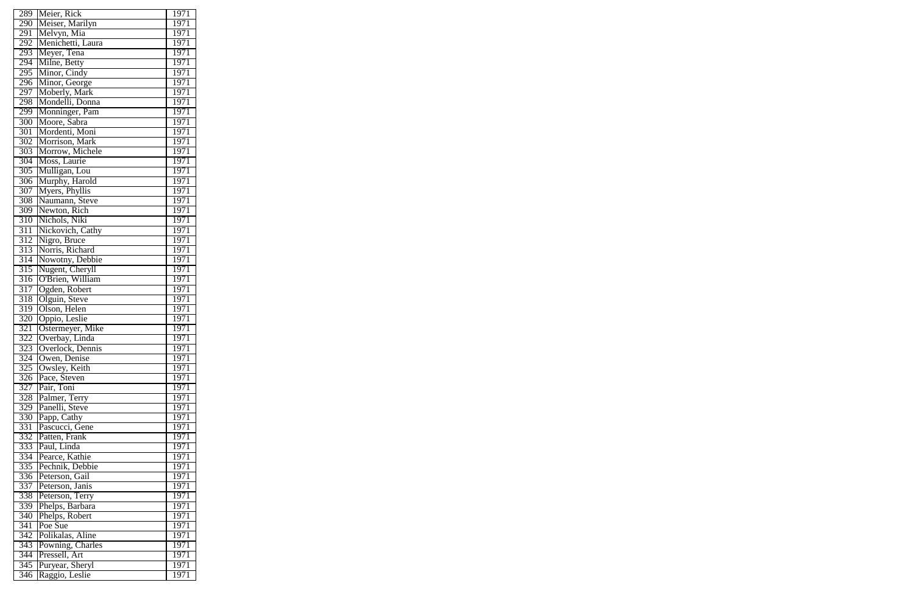| 289 | Meier, Rick | 1971 |
|---|---|---|
| 290 | Meiser, Marilyn | 1971 |
| 291 | Melvyn, Mia | 1971 |
| 292 | Menichetti, Laura | 1971 |
| 293 | Meyer, Tena | 1971 |
| 294 | Milne, Betty | 1971 |
| 295 | Minor, Cindy | 1971 |
| 296 | Minor, George | 1971 |
| 297 | Moberly, Mark | 1971 |
| 298 | Mondelli, Donna | 1971 |
| 299 | Monninger, Pam | 1971 |
| 300 | Moore, Sabra | 1971 |
| 301 | Mordenti, Moni | 1971 |
| 302 | Morrison, Mark | 1971 |
| 303 | Morrow, Michele | 1971 |
| 304 | Moss, Laurie | 1971 |
| 305 | Mulligan, Lou | 1971 |
| 306 | Murphy, Harold | 1971 |
| 307 | Myers, Phyllis | 1971 |
| 308 | Naumann, Steve | 1971 |
| 309 | Newton, Rich | 1971 |
| 310 | Nichols, Niki | 1971 |
| 311 | Nickovich, Cathy | 1971 |
| 312 | Nigro, Bruce | 1971 |
| 313 | Norris, Richard | 1971 |
| 314 | Nowotny, Debbie | 1971 |
| 315 | Nugent, Cheryll | 1971 |
| 316 | O'Brien, William | 1971 |
| 317 | Ogden, Robert | 1971 |
| 318 | Olguin, Steve | 1971 |
| 319 | Olson, Helen | 1971 |
| 320 | Oppio, Leslie | 1971 |
| 321 | Ostermeyer, Mike | 1971 |
| 322 | Overbay, Linda | 1971 |
| 323 | Overlock, Dennis | 1971 |
| 324 | Owen, Denise | 1971 |
| 325 | Owsley, Keith | 1971 |
| 326 | Pace, Steven | 1971 |
| 327 | Pair, Toni | 1971 |
| 328 | Palmer, Terry | 1971 |
| 329 | Panelli, Steve | 1971 |
| 330 | Papp, Cathy | 1971 |
| 331 | Pascucci, Gene | 1971 |
| 332 | Patten, Frank | 1971 |
| 333 | Paul, Linda | 1971 |
| 334 | Pearce, Kathie | 1971 |
| 335 | Pechnik, Debbie | 1971 |
| 336 | Peterson, Gail | 1971 |
| 337 | Peterson, Janis | 1971 |
| 338 | Peterson, Terry | 1971 |
| 339 | Phelps, Barbara | 1971 |
| 340 | Phelps, Robert | 1971 |
| 341 | Poe Sue | 1971 |
| 342 | Polikalas, Aline | 1971 |
| 343 | Powning, Charles | 1971 |
| 344 | Pressell, Art | 1971 |
| 345 | Puryear, Sheryl | 1971 |
| 346 | Raggio, Leslie | 1971 |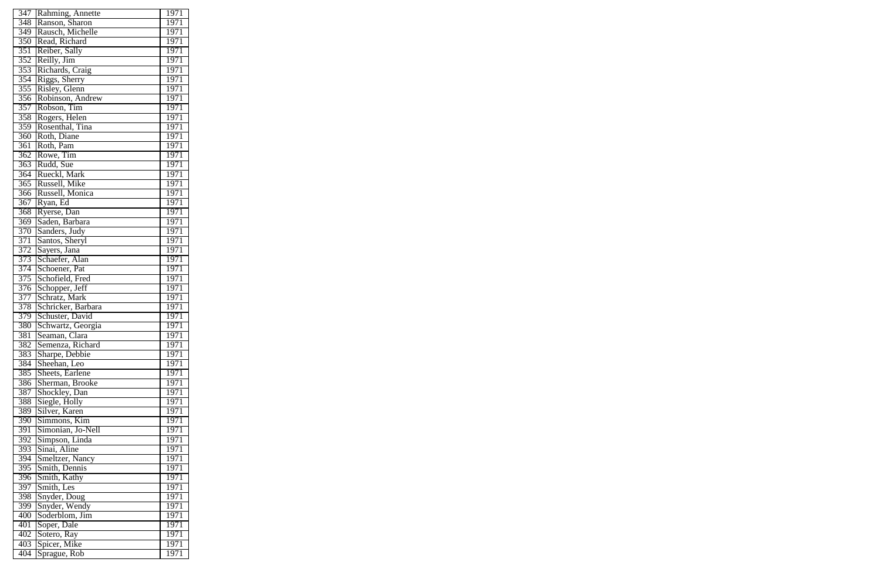| 347 | Rahming, Annette | 1971 |
|---|---|---|
| 348 | Ranson, Sharon | 1971 |
| 349 | Rausch, Michelle | 1971 |
| 350 | Read, Richard | 1971 |
| 351 | Reiber, Sally | 1971 |
| 352 | Reilly, Jim | 1971 |
| 353 | Richards, Craig | 1971 |
| 354 | Riggs, Sherry | 1971 |
| 355 | Risley, Glenn | 1971 |
| 356 | Robinson, Andrew | 1971 |
| 357 | Robson, Tim | 1971 |
| 358 | Rogers, Helen | 1971 |
| 359 | Rosenthal, Tina | 1971 |
| 360 | Roth, Diane | 1971 |
| 361 | Roth, Pam | 1971 |
| 362 | Rowe, Tim | 1971 |
| 363 | Rudd, Sue | 1971 |
| 364 | Rueckl, Mark | 1971 |
| 365 | Russell, Mike | 1971 |
| 366 | Russell, Monica | 1971 |
| 367 | Ryan, Ed | 1971 |
| 368 | Ryerse, Dan | 1971 |
| 369 | Saden, Barbara | 1971 |
| 370 | Sanders, Judy | 1971 |
| 371 | Santos, Sheryl | 1971 |
| 372 | Sayers, Jana | 1971 |
| 373 | Schaefer, Alan | 1971 |
| 374 | Schoener, Pat | 1971 |
| 375 | Schofield, Fred | 1971 |
| 376 | Schopper, Jeff | 1971 |
| 377 | Schratz, Mark | 1971 |
| 378 | Schricker, Barbara | 1971 |
| 379 | Schuster, David | 1971 |
| 380 | Schwartz, Georgia | 1971 |
| 381 | Seaman, Clara | 1971 |
| 382 | Semenza, Richard | 1971 |
| 383 | Sharpe, Debbie | 1971 |
| 384 | Sheehan, Leo | 1971 |
| 385 | Sheets, Earlene | 1971 |
| 386 | Sherman, Brooke | 1971 |
| 387 | Shockley, Dan | 1971 |
| 388 | Siegle, Holly | 1971 |
| 389 | Silver, Karen | 1971 |
| 390 | Simmons, Kim | 1971 |
| 391 | Simonian, Jo-Nell | 1971 |
| 392 | Simpson, Linda | 1971 |
| 393 | Sinai, Aline | 1971 |
| 394 | Smeltzer, Nancy | 1971 |
| 395 | Smith, Dennis | 1971 |
| 396 | Smith, Kathy | 1971 |
| 397 | Smith, Les | 1971 |
| 398 | Snyder, Doug | 1971 |
| 399 | Snyder, Wendy | 1971 |
| 400 | Soderblom, Jim | 1971 |
| 401 | Soper, Dale | 1971 |
| 402 | Sotero, Ray | 1971 |
| 403 | Spicer, Mike | 1971 |
| 404 | Sprague, Rob | 1971 |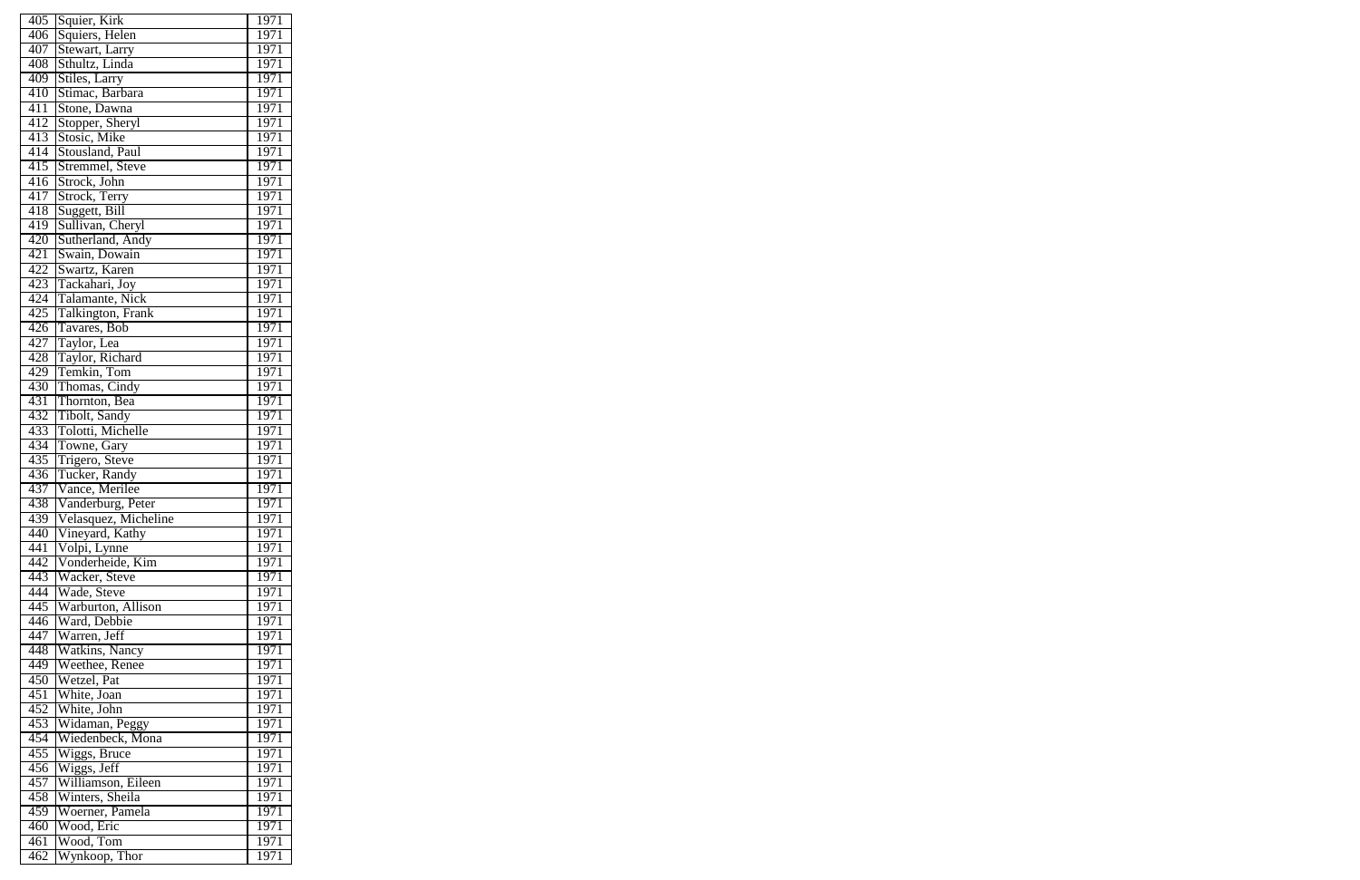| 405 | Squier, Kirk | 1971 |
|---|---|---|
| 406 | Squiers, Helen | 1971 |
| 407 | Stewart, Larry | 1971 |
| 408 | Sthultz, Linda | 1971 |
| 409 | Stiles, Larry | 1971 |
| 410 | Stimac, Barbara | 1971 |
| 411 | Stone, Dawna | 1971 |
| 412 | Stopper, Sheryl | 1971 |
| 413 | Stosic, Mike | 1971 |
| 414 | Stousland, Paul | 1971 |
| 415 | Stremmel, Steve | 1971 |
| 416 | Strock, John | 1971 |
| 417 | Strock, Terry | 1971 |
| 418 | Suggett, Bill | 1971 |
| 419 | Sullivan, Cheryl | 1971 |
| 420 | Sutherland, Andy | 1971 |
| 421 | Swain, Dowain | 1971 |
| 422 | Swartz, Karen | 1971 |
| 423 | Tackahari, Joy | 1971 |
| 424 | Talamante, Nick | 1971 |
| 425 | Talkington, Frank | 1971 |
| 426 | Tavares, Bob | 1971 |
| 427 | Taylor, Lea | 1971 |
| 428 | Taylor, Richard | 1971 |
| 429 | Temkin, Tom | 1971 |
| 430 | Thomas, Cindy | 1971 |
| 431 | Thornton, Bea | 1971 |
| 432 | Tibolt, Sandy | 1971 |
| 433 | Tolotti, Michelle | 1971 |
| 434 | Towne, Gary | 1971 |
| 435 | Trigero, Steve | 1971 |
| 436 | Tucker, Randy | 1971 |
| 437 | Vance, Merilee | 1971 |
| 438 | Vanderburg, Peter | 1971 |
| 439 | Velasquez, Micheline | 1971 |
| 440 | Vineyard, Kathy | 1971 |
| 441 | Volpi, Lynne | 1971 |
| 442 | Vonderheide, Kim | 1971 |
| 443 | Wacker, Steve | 1971 |
| 444 | Wade, Steve | 1971 |
| 445 | Warburton, Allison | 1971 |
| 446 | Ward, Debbie | 1971 |
| 447 | Warren, Jeff | 1971 |
| 448 | Watkins, Nancy | 1971 |
| 449 | Weethee, Renee | 1971 |
| 450 | Wetzel, Pat | 1971 |
| 451 | White, Joan | 1971 |
| 452 | White, John | 1971 |
| 453 | Widaman, Peggy | 1971 |
| 454 | Wiedenbeck, Mona | 1971 |
| 455 | Wiggs, Bruce | 1971 |
| 456 | Wiggs, Jeff | 1971 |
| 457 | Williamson, Eileen | 1971 |
| 458 | Winters, Sheila | 1971 |
| 459 | Woerner, Pamela | 1971 |
| 460 | Wood, Eric | 1971 |
| 461 | Wood, Tom | 1971 |
| 462 | Wynkoop, Thor | 1971 |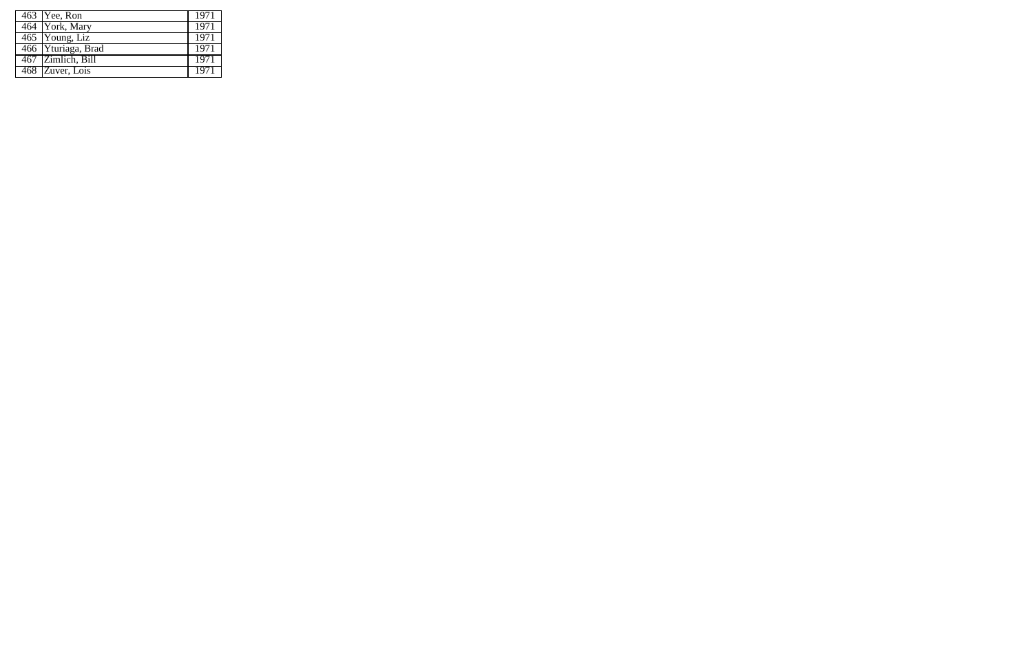| | | |
|---|---|---|
| 463 | Yee, Ron | 1971 |
| 464 | York, Mary | 1971 |
| 465 | Young, Liz | 1971 |
| 466 | Yturiaga, Brad | 1971 |
| 467 | Zimlich, Bill | 1971 |
| 468 | Zuver, Lois | 1971 |